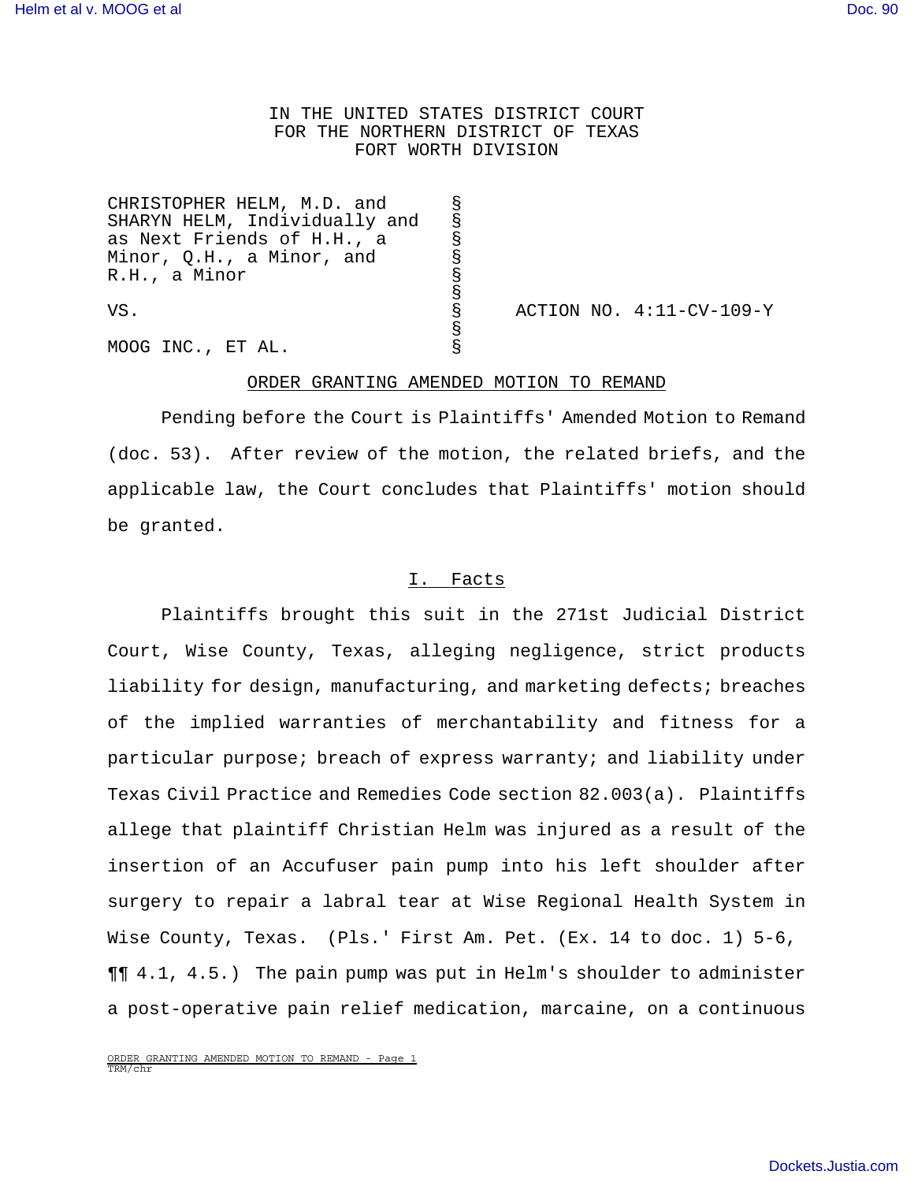IN THE UNITED STATES DISTRICT COURT
FOR THE NORTHERN DISTRICT OF TEXAS
FORT WORTH DIVISION

| | | |
|---|---|---|
| CHRISTOPHER HELM, M.D. and SHARYN HELM, Individually and as Next Friends of H.H., a Minor, Q.H., a Minor, and R.H., a Minor | § | |
| VS. | § | ACTION NO. 4:11-CV-109-Y |
| MOOG INC., ET AL. | § | |

## ORDER GRANTING AMENDED MOTION TO REMAND

Pending before the Court is Plaintiffs' Amended Motion to Remand (doc. 53). After review of the motion, the related briefs, and the applicable law, the Court concludes that Plaintiffs' motion should be granted.

### I. Facts

Plaintiffs brought this suit in the 271st Judicial District Court, Wise County, Texas, alleging negligence, strict products liability for design, manufacturing, and marketing defects; breaches of the implied warranties of merchantability and fitness for a particular purpose; breach of express warranty; and liability under Texas Civil Practice and Remedies Code section 82.003(a). Plaintiffs allege that plaintiff Christian Helm was injured as a result of the insertion of an Accufuser pain pump into his left shoulder after surgery to repair a labral tear at Wise Regional Health System in Wise County, Texas. (Pls.' First Am. Pet. (Ex. 14 to doc. 1) 5-6, ¶¶ 4.1, 4.5.) The pain pump was put in Helm's shoulder to administer a post-operative pain relief medication, marcaine, on a continuous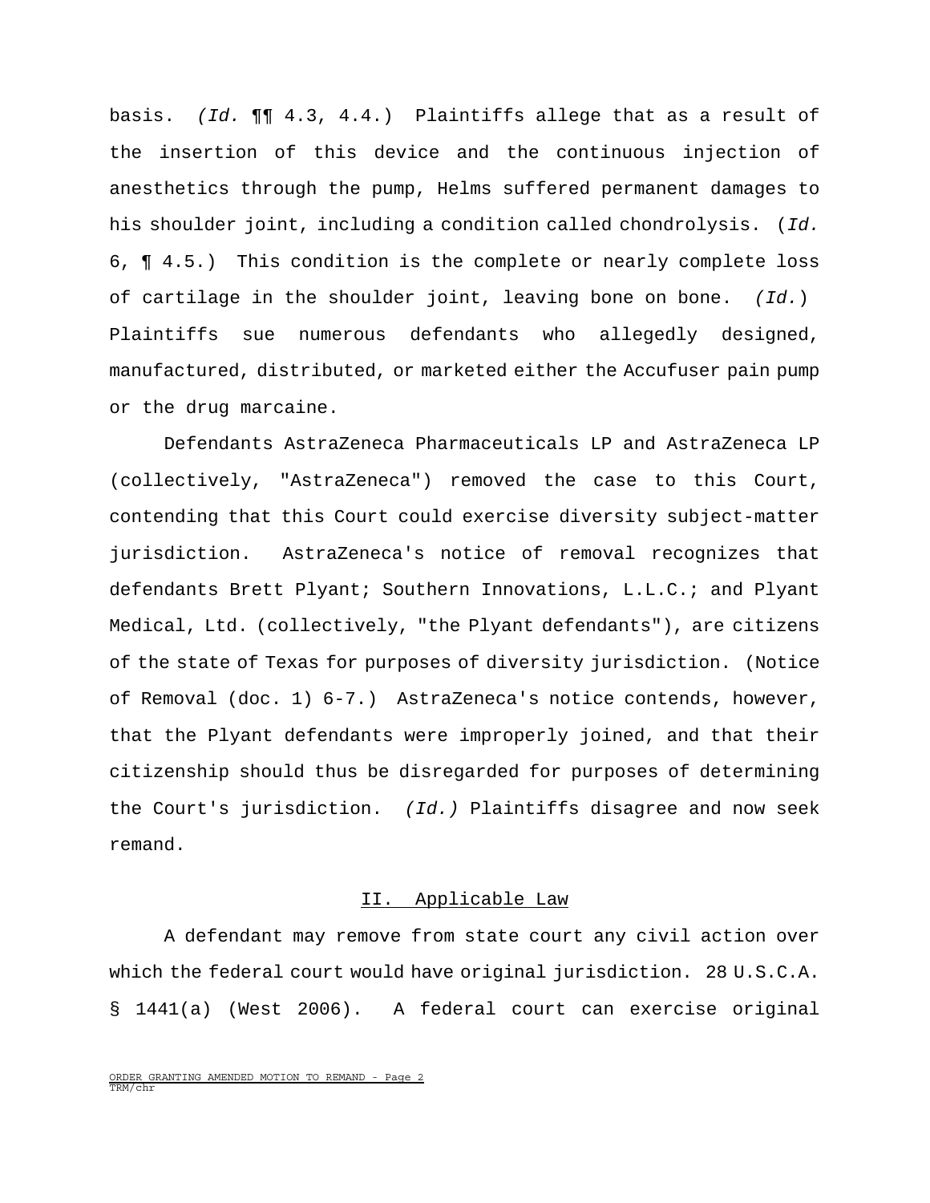basis. *(Id.* ¶¶ 4.3, 4.4.) Plaintiffs allege that as a result of the insertion of this device and the continuous injection of anesthetics through the pump, Helms suffered permanent damages to his shoulder joint, including a condition called chondrolysis. (*Id.* 6, ¶ 4.5.) This condition is the complete or nearly complete loss of cartilage in the shoulder joint, leaving bone on bone. *(Id.*) Plaintiffs sue numerous defendants who allegedly designed, manufactured, distributed, or marketed either the Accufuser pain pump or the drug marcaine.

Defendants AstraZeneca Pharmaceuticals LP and AstraZeneca LP (collectively, "AstraZeneca") removed the case to this Court, contending that this Court could exercise diversity subject-matter jurisdiction. AstraZeneca's notice of removal recognizes that defendants Brett Plyant; Southern Innovations, L.L.C.; and Plyant Medical, Ltd. (collectively, "the Plyant defendants"), are citizens of the state of Texas for purposes of diversity jurisdiction. (Notice of Removal (doc. 1) 6-7.) AstraZeneca's notice contends, however, that the Plyant defendants were improperly joined, and that their citizenship should thus be disregarded for purposes of determining the Court's jurisdiction. *(Id.)* Plaintiffs disagree and now seek remand.

## II. Applicable Law

A defendant may remove from state court any civil action over which the federal court would have original jurisdiction. 28 U.S.C.A. § 1441(a) (West 2006). A federal court can exercise original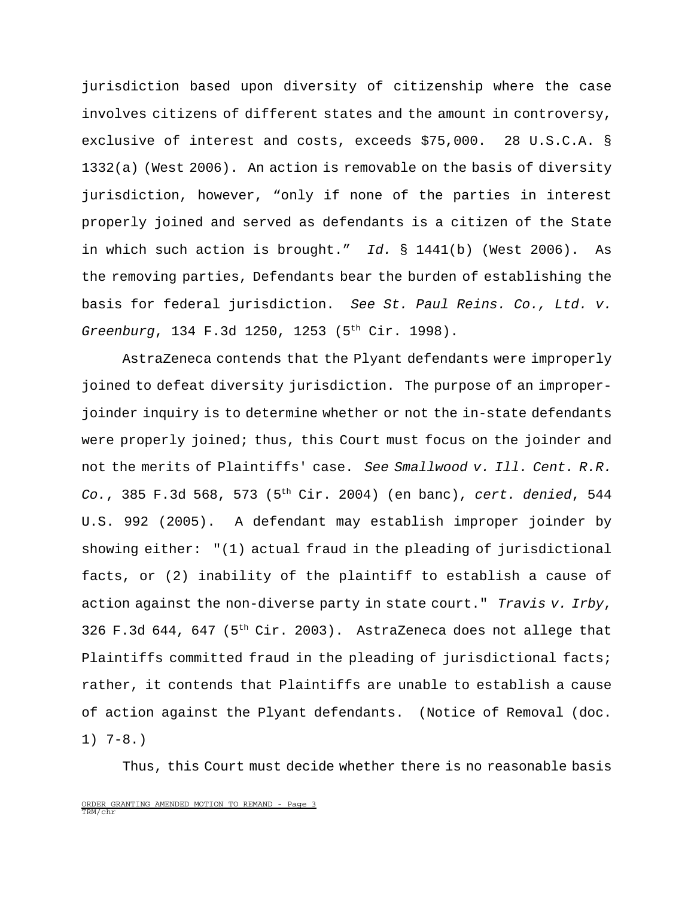jurisdiction based upon diversity of citizenship where the case involves citizens of different states and the amount in controversy, exclusive of interest and costs, exceeds $75,000. 28 U.S.C.A. § 1332(a) (West 2006). An action is removable on the basis of diversity jurisdiction, however, "only if none of the parties in interest properly joined and served as defendants is a citizen of the State in which such action is brought." *Id.* § 1441(b) (West 2006). As the removing parties, Defendants bear the burden of establishing the basis for federal jurisdiction. *See St. Paul Reins. Co., Ltd. v. Greenburg*, 134 F.3d 1250, 1253 (5th Cir. 1998).

AstraZeneca contends that the Plyant defendants were improperly joined to defeat diversity jurisdiction. The purpose of an improper-joinder inquiry is to determine whether or not the in-state defendants were properly joined; thus, this Court must focus on the joinder and not the merits of Plaintiffs' case. *See Smallwood v. Ill. Cent. R.R. Co.*, 385 F.3d 568, 573 (5th Cir. 2004) (en banc), *cert. denied*, 544 U.S. 992 (2005). A defendant may establish improper joinder by showing either: "(1) actual fraud in the pleading of jurisdictional facts, or (2) inability of the plaintiff to establish a cause of action against the non-diverse party in state court." *Travis v. Irby*, 326 F.3d 644, 647 (5th Cir. 2003). AstraZeneca does not allege that Plaintiffs committed fraud in the pleading of jurisdictional facts; rather, it contends that Plaintiffs are unable to establish a cause of action against the Plyant defendants. (Notice of Removal (doc. 1) 7-8.)

Thus, this Court must decide whether there is no reasonable basis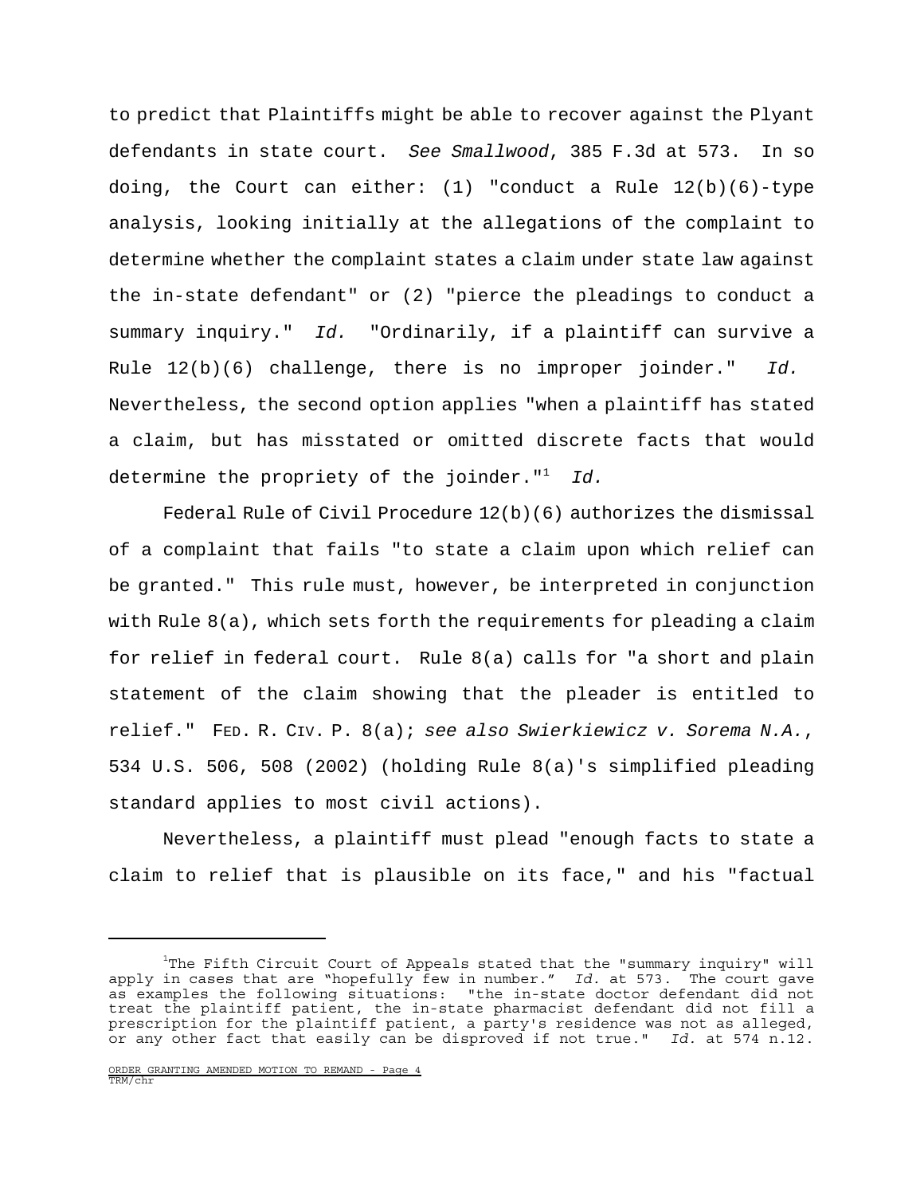to predict that Plaintiffs might be able to recover against the Plyant defendants in state court. *See Smallwood*, 385 F.3d at 573. In so doing, the Court can either: (1) "conduct a Rule 12(b)(6)-type analysis, looking initially at the allegations of the complaint to determine whether the complaint states a claim under state law against the in-state defendant" or (2) "pierce the pleadings to conduct a summary inquiry." *Id.* "Ordinarily, if a plaintiff can survive a Rule 12(b)(6) challenge, there is no improper joinder." *Id.* Nevertheless, the second option applies "when a plaintiff has stated a claim, but has misstated or omitted discrete facts that would determine the propriety of the joinder."[1] *Id.*

Federal Rule of Civil Procedure 12(b)(6) authorizes the dismissal of a complaint that fails "to state a claim upon which relief can be granted." This rule must, however, be interpreted in conjunction with Rule 8(a), which sets forth the requirements for pleading a claim for relief in federal court. Rule 8(a) calls for "a short and plain statement of the claim showing that the pleader is entitled to relief." FED. R. CIV. P. 8(a); *see also Swierkiewicz v. Sorema N.A.*, 534 U.S. 506, 508 (2002) (holding Rule 8(a)'s simplified pleading standard applies to most civil actions).

Nevertheless, a plaintiff must plead "enough facts to state a claim to relief that is plausible on its face," and his "factual

---

[1]The Fifth Circuit Court of Appeals stated that the "summary inquiry" will apply in cases that are "hopefully few in number." *Id.* at 573. The court gave as examples the following situations: "the in-state doctor defendant did not treat the plaintiff patient, the in-state pharmacist defendant did not fill a prescription for the plaintiff patient, a party's residence was not as alleged, or any other fact that easily can be disproved if not true." *Id.* at 574 n.12.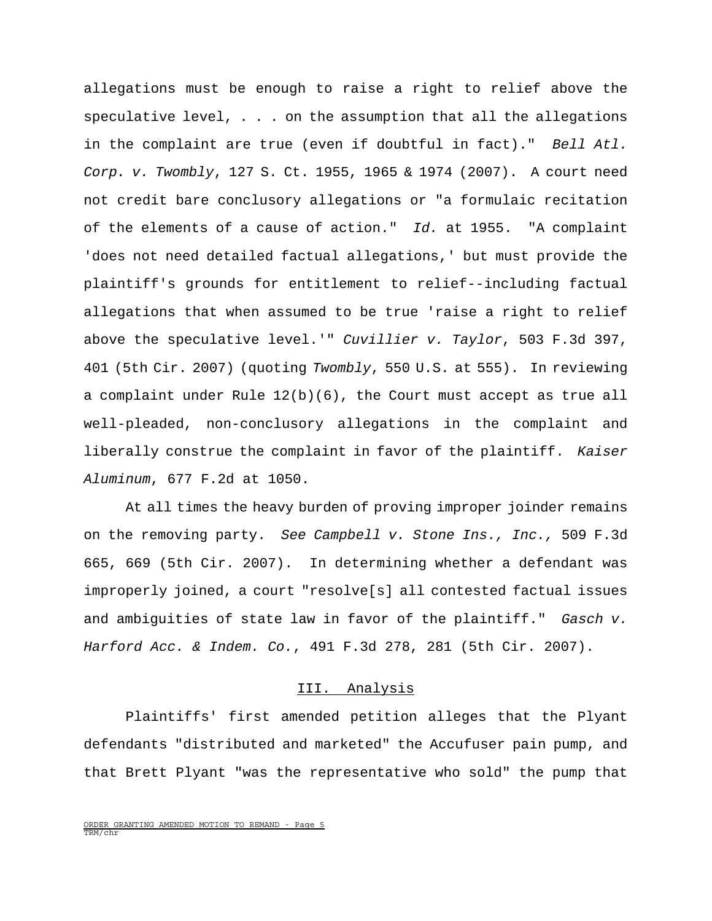allegations must be enough to raise a right to relief above the speculative level, . . . on the assumption that all the allegations in the complaint are true (even if doubtful in fact)." *Bell Atl. Corp. v. Twombly*, 127 S. Ct. 1955, 1965 & 1974 (2007). A court need not credit bare conclusory allegations or "a formulaic recitation of the elements of a cause of action." *Id.* at 1955. "A complaint 'does not need detailed factual allegations,' but must provide the plaintiff's grounds for entitlement to relief--including factual allegations that when assumed to be true 'raise a right to relief above the speculative level.'" *Cuvillier v. Taylor*, 503 F.3d 397, 401 (5th Cir. 2007) (quoting *Twombly*, 550 U.S. at 555). In reviewing a complaint under Rule 12(b)(6), the Court must accept as true all well-pleaded, non-conclusory allegations in the complaint and liberally construe the complaint in favor of the plaintiff. *Kaiser Aluminum*, 677 F.2d at 1050.

At all times the heavy burden of proving improper joinder remains on the removing party. *See Campbell v. Stone Ins., Inc.,* 509 F.3d 665, 669 (5th Cir. 2007). In determining whether a defendant was improperly joined, a court "resolve[s] all contested factual issues and ambiguities of state law in favor of the plaintiff." *Gasch v. Harford Acc. & Indem. Co.*, 491 F.3d 278, 281 (5th Cir. 2007).

## III. Analysis

Plaintiffs' first amended petition alleges that the Plyant defendants "distributed and marketed" the Accufuser pain pump, and that Brett Plyant "was the representative who sold" the pump that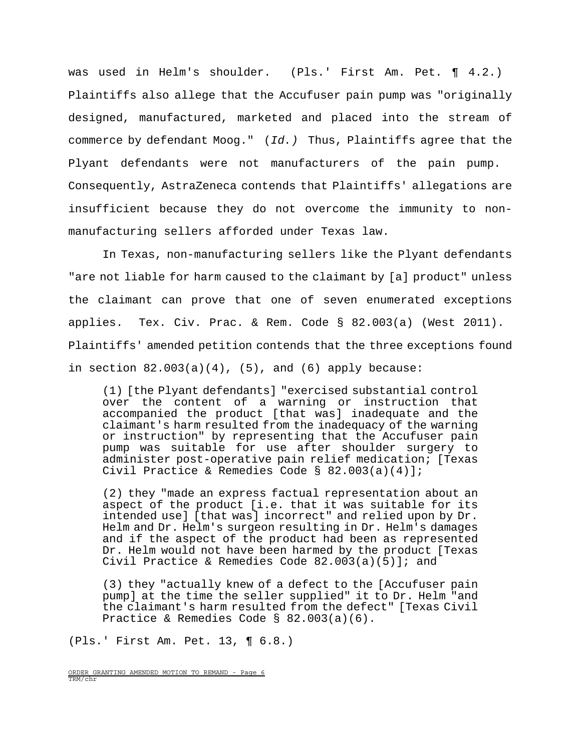was used in Helm's shoulder. (Pls.' First Am. Pet. ¶ 4.2.) Plaintiffs also allege that the Accufuser pain pump was "originally designed, manufactured, marketed and placed into the stream of commerce by defendant Moog." (*Id.*) Thus, Plaintiffs agree that the Plyant defendants were not manufacturers of the pain pump. Consequently, AstraZeneca contends that Plaintiffs' allegations are insufficient because they do not overcome the immunity to non-manufacturing sellers afforded under Texas law.

In Texas, non-manufacturing sellers like the Plyant defendants "are not liable for harm caused to the claimant by [a] product" unless the claimant can prove that one of seven enumerated exceptions applies. Tex. Civ. Prac. & Rem. Code § 82.003(a) (West 2011). Plaintiffs' amended petition contends that the three exceptions found in section 82.003(a)(4), (5), and (6) apply because:

> (1) [the Plyant defendants] "exercised substantial control over the content of a warning or instruction that accompanied the product [that was] inadequate and the claimant's harm resulted from the inadequacy of the warning or instruction" by representing that the Accufuser pain pump was suitable for use after shoulder surgery to administer post-operative pain relief medication; [Texas Civil Practice & Remedies Code § 82.003(a)(4)];
>
> (2) they "made an express factual representation about an aspect of the product [i.e. that it was suitable for its intended use] [that was] incorrect" and relied upon by Dr. Helm and Dr. Helm's surgeon resulting in Dr. Helm's damages and if the aspect of the product had been as represented Dr. Helm would not have been harmed by the product [Texas Civil Practice & Remedies Code 82.003(a)(5)]; and
>
> (3) they "actually knew of a defect to the [Accufuser pain pump] at the time the seller supplied" it to Dr. Helm "and the claimant's harm resulted from the defect" [Texas Civil Practice & Remedies Code § 82.003(a)(6).

(Pls.' First Am. Pet. 13, ¶ 6.8.)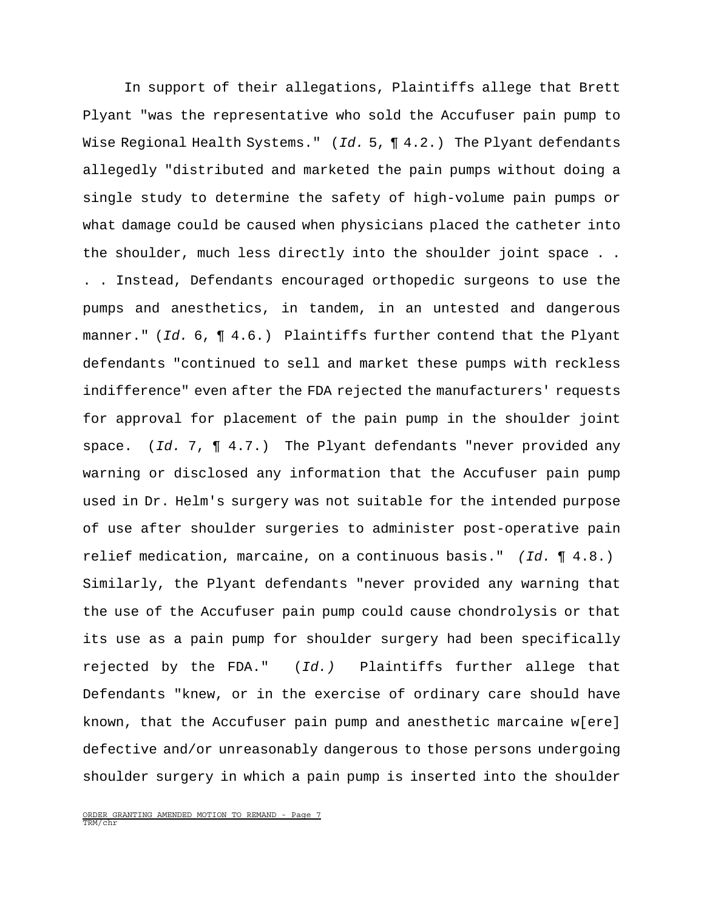In support of their allegations, Plaintiffs allege that Brett Plyant "was the representative who sold the Accufuser pain pump to Wise Regional Health Systems." (*Id.* 5, ¶ 4.2.) The Plyant defendants allegedly "distributed and marketed the pain pumps without doing a single study to determine the safety of high-volume pain pumps or what damage could be caused when physicians placed the catheter into the shoulder, much less directly into the shoulder joint space . . . . Instead, Defendants encouraged orthopedic surgeons to use the pumps and anesthetics, in tandem, in an untested and dangerous manner." (*Id.* 6, ¶ 4.6.) Plaintiffs further contend that the Plyant defendants "continued to sell and market these pumps with reckless indifference" even after the FDA rejected the manufacturers' requests for approval for placement of the pain pump in the shoulder joint space. (*Id.* 7, ¶ 4.7.) The Plyant defendants "never provided any warning or disclosed any information that the Accufuser pain pump used in Dr. Helm's surgery was not suitable for the intended purpose of use after shoulder surgeries to administer post-operative pain relief medication, marcaine, on a continuous basis." *(Id.* ¶ 4.8.) Similarly, the Plyant defendants "never provided any warning that the use of the Accufuser pain pump could cause chondrolysis or that its use as a pain pump for shoulder surgery had been specifically rejected by the FDA." (*Id.)* Plaintiffs further allege that Defendants "knew, or in the exercise of ordinary care should have known, that the Accufuser pain pump and anesthetic marcaine w[ere] defective and/or unreasonably dangerous to those persons undergoing shoulder surgery in which a pain pump is inserted into the shoulder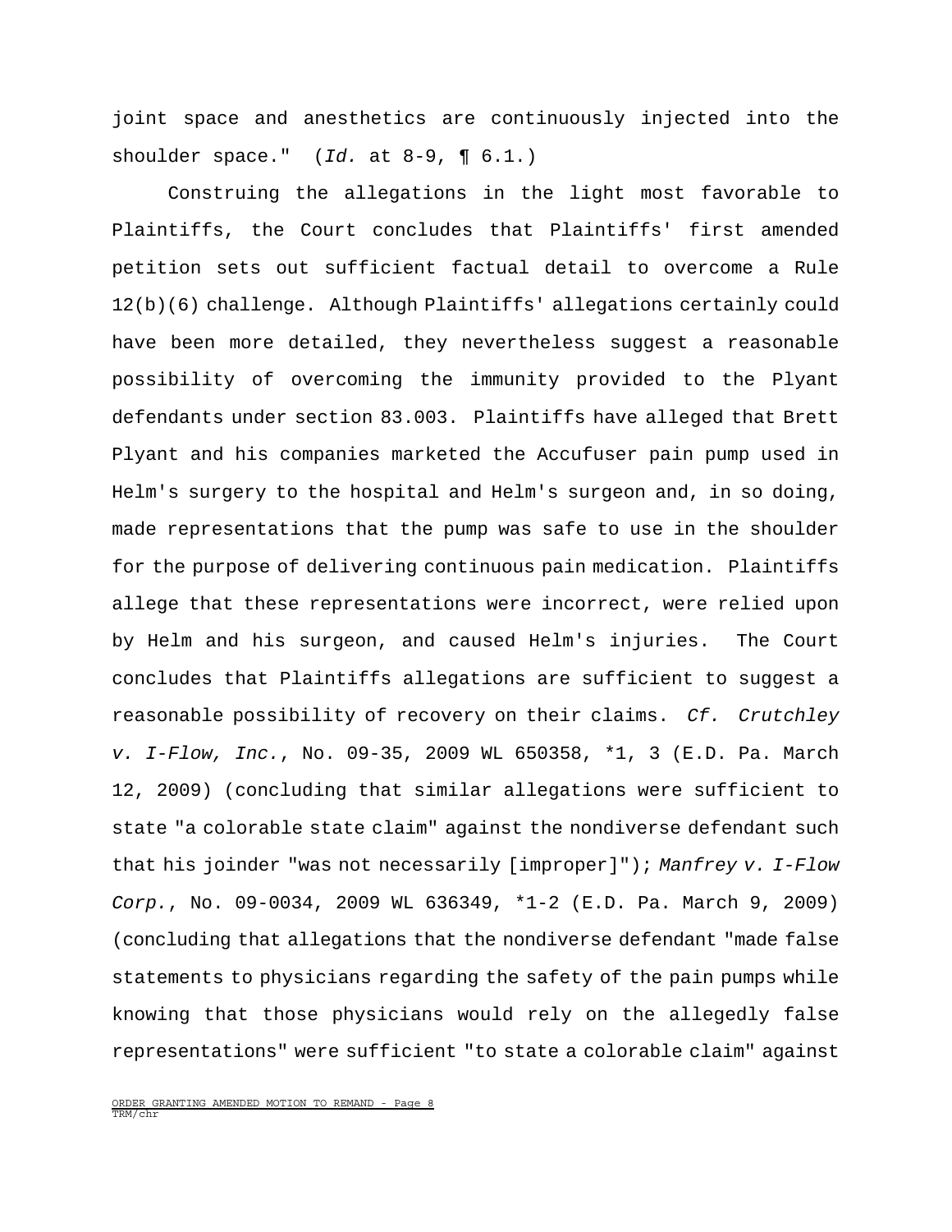joint space and anesthetics are continuously injected into the shoulder space." (*Id.* at 8-9, ¶ 6.1.)

Construing the allegations in the light most favorable to Plaintiffs, the Court concludes that Plaintiffs' first amended petition sets out sufficient factual detail to overcome a Rule 12(b)(6) challenge. Although Plaintiffs' allegations certainly could have been more detailed, they nevertheless suggest a reasonable possibility of overcoming the immunity provided to the Plyant defendants under section 83.003. Plaintiffs have alleged that Brett Plyant and his companies marketed the Accufuser pain pump used in Helm's surgery to the hospital and Helm's surgeon and, in so doing, made representations that the pump was safe to use in the shoulder for the purpose of delivering continuous pain medication. Plaintiffs allege that these representations were incorrect, were relied upon by Helm and his surgeon, and caused Helm's injuries. The Court concludes that Plaintiffs allegations are sufficient to suggest a reasonable possibility of recovery on their claims. *Cf. Crutchley v. I-Flow, Inc.*, No. 09-35, 2009 WL 650358, *1, 3 (E.D. Pa. March 12, 2009) (concluding that similar allegations were sufficient to state "a colorable state claim" against the nondiverse defendant such that his joinder "was not necessarily [improper]"); *Manfrey v. I-Flow Corp.*, No. 09-0034, 2009 WL 636349, *1-2 (E.D. Pa. March 9, 2009) (concluding that allegations that the nondiverse defendant "made false statements to physicians regarding the safety of the pain pumps while knowing that those physicians would rely on the allegedly false representations" were sufficient "to state a colorable claim" against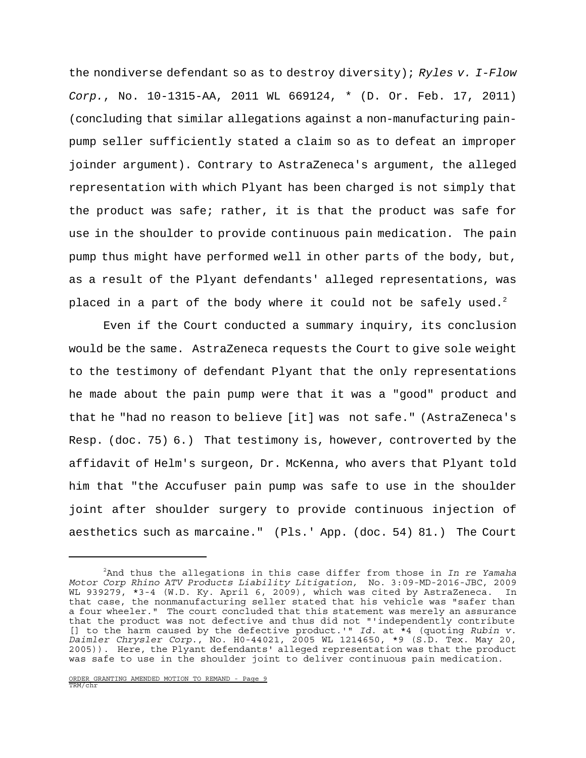the nondiverse defendant so as to destroy diversity); *Ryles v. I-Flow Corp.*, No. 10-1315-AA, 2011 WL 669124, * (D. Or. Feb. 17, 2011) (concluding that similar allegations against a non-manufacturing pain-pump seller sufficiently stated a claim so as to defeat an improper joinder argument). Contrary to AstraZeneca's argument, the alleged representation with which Plyant has been charged is not simply that the product was safe; rather, it is that the product was safe for use in the shoulder to provide continuous pain medication. The pain pump thus might have performed well in other parts of the body, but, as a result of the Plyant defendants' alleged representations, was placed in a part of the body where it could not be safely used.[2]

Even if the Court conducted a summary inquiry, its conclusion would be the same. AstraZeneca requests the Court to give sole weight to the testimony of defendant Plyant that the only representations he made about the pain pump were that it was a "good" product and that he "had no reason to believe [it] was not safe." (AstraZeneca's Resp. (doc. 75) 6.) That testimony is, however, controverted by the affidavit of Helm's surgeon, Dr. McKenna, who avers that Plyant told him that "the Accufuser pain pump was safe to use in the shoulder joint after shoulder surgery to provide continuous injection of aesthetics such as marcaine." (Pls.' App. (doc. 54) 81.) The Court

---

[2]And thus the allegations in this case differ from those in *In re Yamaha Motor Corp Rhino ATV Products Liability Litigation,* No. 3:09-MD-2016-JBC, 2009 WL 939279, *3-4 (W.D. Ky. April 6, 2009), which was cited by AstraZeneca. In that case, the nonmanufacturing seller stated that his vehicle was "safer than a four wheeler." The court concluded that this statement was merely an assurance that the product was not defective and thus did not "'independently contribute [] to the harm caused by the defective product.'" *Id.* at *4 (quoting *Rubin v. Daimler Chrysler Corp.*, No. H0-44021, 2005 WL 1214650, *9 (S.D. Tex. May 20, 2005)). Here, the Plyant defendants' alleged representation was that the product was safe to use in the shoulder joint to deliver continuous pain medication.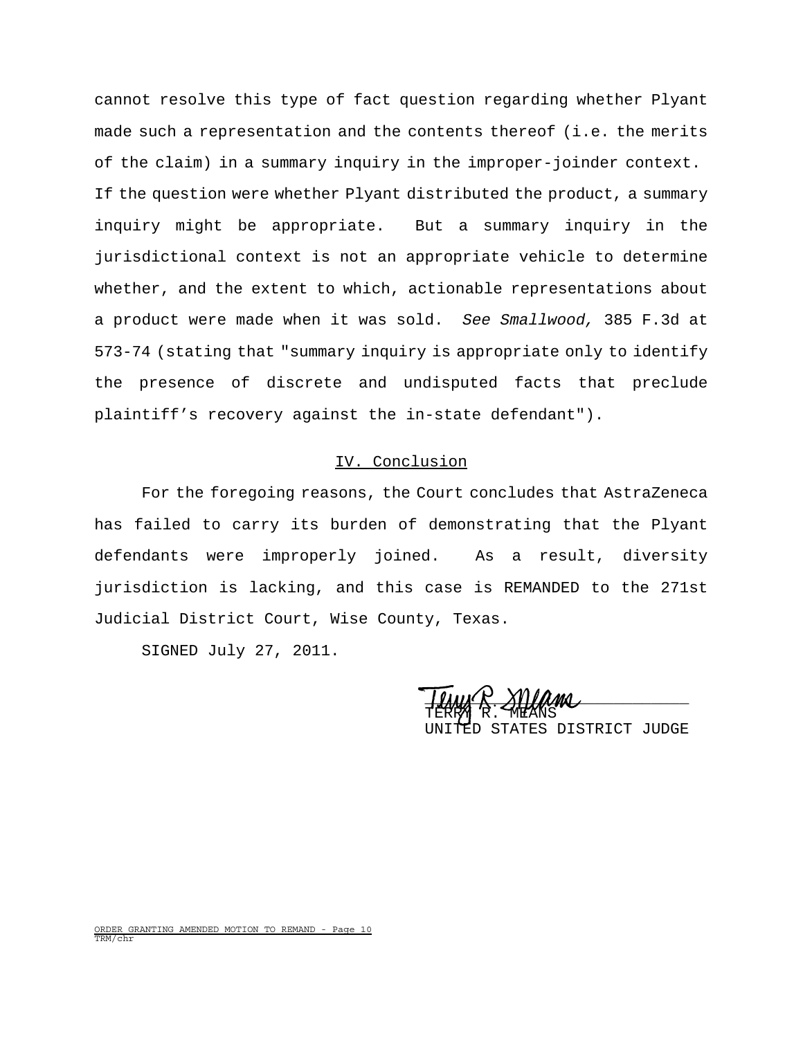cannot resolve this type of fact question regarding whether Plyant made such a representation and the contents thereof (i.e. the merits of the claim) in a summary inquiry in the improper-joinder context. If the question were whether Plyant distributed the product, a summary inquiry might be appropriate. But a summary inquiry in the jurisdictional context is not an appropriate vehicle to determine whether, and the extent to which, actionable representations about a product were made when it was sold. *See Smallwood,* 385 F.3d at 573-74 (stating that "summary inquiry is appropriate only to identify the presence of discrete and undisputed facts that preclude plaintiff's recovery against the in-state defendant").

## IV. Conclusion

For the foregoing reasons, the Court concludes that AstraZeneca has failed to carry its burden of demonstrating that the Plyant defendants were improperly joined. As a result, diversity jurisdiction is lacking, and this case is REMANDED to the 271st Judicial District Court, Wise County, Texas.

SIGNED July 27, 2011.

TERRY R. MEANS
UNITED STATES DISTRICT JUDGE

ORDER GRANTING AMENDED MOTION TO REMAND - Page 10
TRM/chr